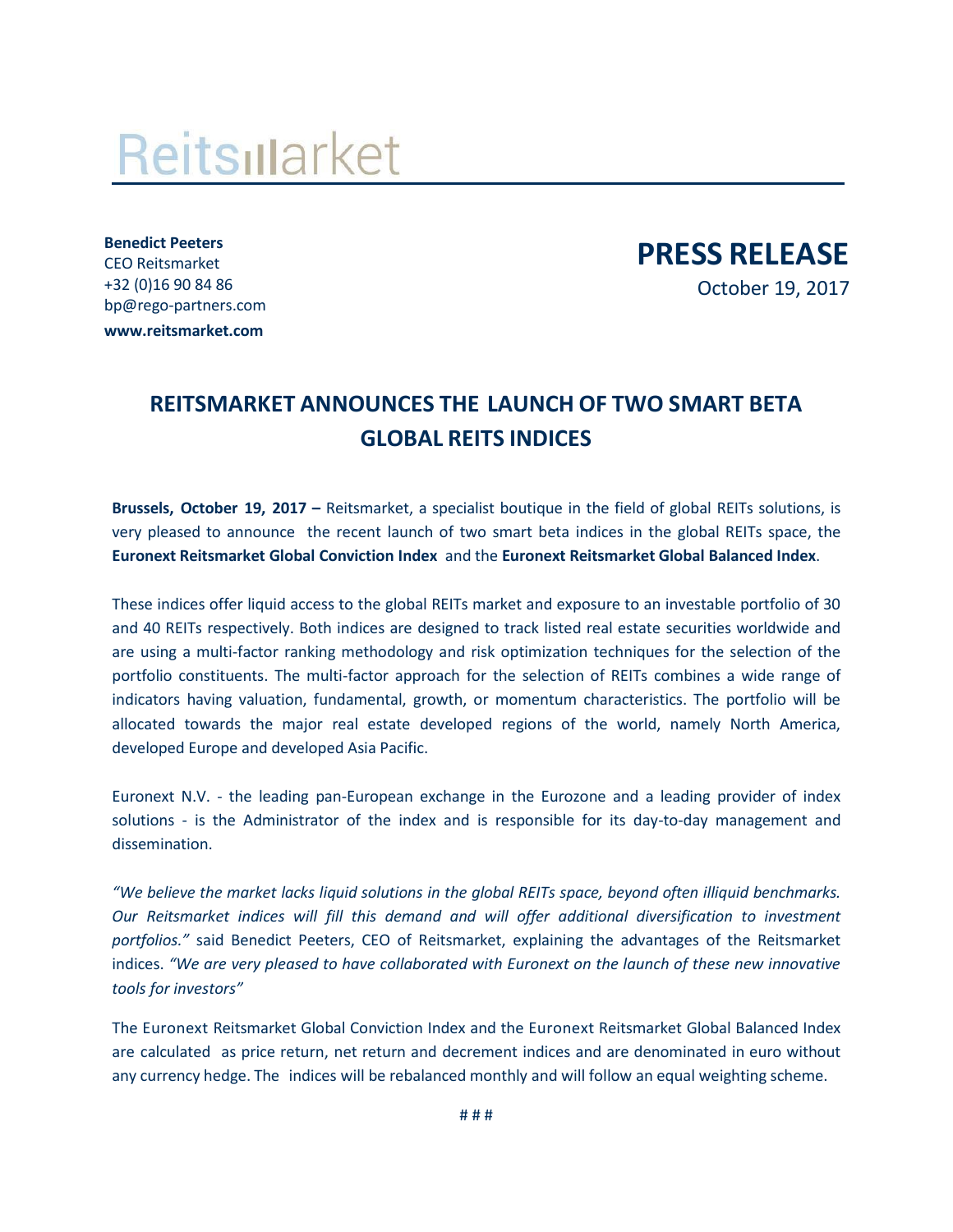Reitsmarket

**Benedict Peeters**
CEO Reitsmarket
+32 (0)16 90 84 86
bp@rego-partners.com
**www.reitsmarket.com**

**PRESS RELEASE**
October 19, 2017

# REITSMARKET ANNOUNCES THE LAUNCH OF TWO SMART BETA GLOBAL REITS INDICES

**Brussels, October 19, 2017 –** Reitsmarket, a specialist boutique in the field of global REITs solutions, is very pleased to announce the recent launch of two smart beta indices in the global REITs space, the **Euronext Reitsmarket Global Conviction Index** and the **Euronext Reitsmarket Global Balanced Index**.

These indices offer liquid access to the global REITs market and exposure to an investable portfolio of 30 and 40 REITs respectively. Both indices are designed to track listed real estate securities worldwide and are using a multi-factor ranking methodology and risk optimization techniques for the selection of the portfolio constituents. The multi-factor approach for the selection of REITs combines a wide range of indicators having valuation, fundamental, growth, or momentum characteristics. The portfolio will be allocated towards the major real estate developed regions of the world, namely North America, developed Europe and developed Asia Pacific.

Euronext N.V. - the leading pan-European exchange in the Eurozone and a leading provider of index solutions - is the Administrator of the index and is responsible for its day-to-day management and dissemination.

*"We believe the market lacks liquid solutions in the global REITs space, beyond often illiquid benchmarks. Our Reitsmarket indices will fill this demand and will offer additional diversification to investment portfolios."* said Benedict Peeters, CEO of Reitsmarket, explaining the advantages of the Reitsmarket indices. *"We are very pleased to have collaborated with Euronext on the launch of these new innovative tools for investors"*

The Euronext Reitsmarket Global Conviction Index and the Euronext Reitsmarket Global Balanced Index are calculated as price return, net return and decrement indices and are denominated in euro without any currency hedge. The indices will be rebalanced monthly and will follow an equal weighting scheme.

# # #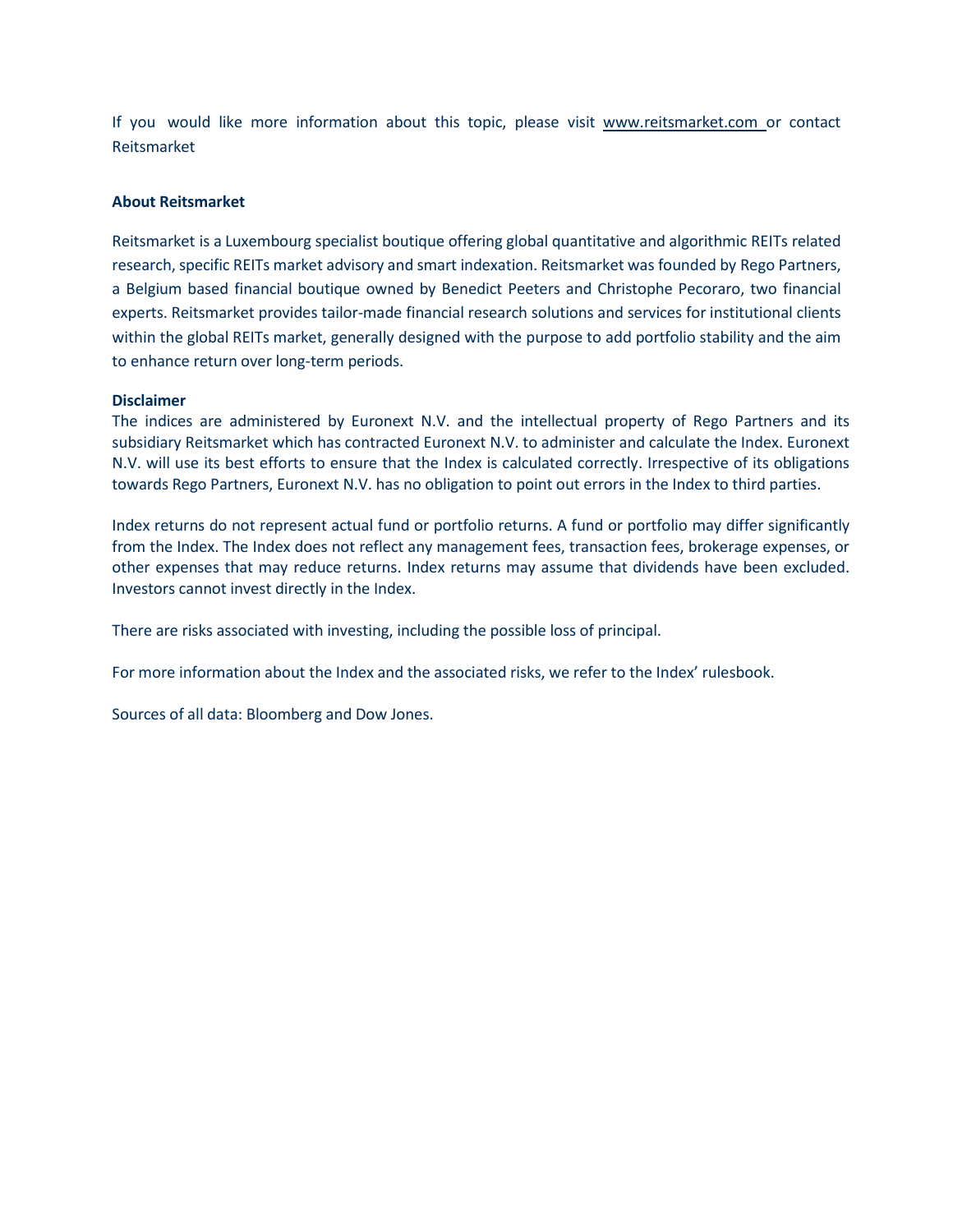If you would like more information about this topic, please visit www.reitsmarket.com or contact Reitsmarket

**About Reitsmarket**

Reitsmarket is a Luxembourg specialist boutique offering global quantitative and algorithmic REITs related research, specific REITs market advisory and smart indexation. Reitsmarket was founded by Rego Partners, a Belgium based financial boutique owned by Benedict Peeters and Christophe Pecoraro, two financial experts. Reitsmarket provides tailor-made financial research solutions and services for institutional clients within the global REITs market, generally designed with the purpose to add portfolio stability and the aim to enhance return over long-term periods.

**Disclaimer**

The indices are administered by Euronext N.V. and the intellectual property of Rego Partners and its subsidiary Reitsmarket which has contracted Euronext N.V. to administer and calculate the Index. Euronext N.V. will use its best efforts to ensure that the Index is calculated correctly. Irrespective of its obligations towards Rego Partners, Euronext N.V. has no obligation to point out errors in the Index to third parties.

Index returns do not represent actual fund or portfolio returns. A fund or portfolio may differ significantly from the Index. The Index does not reflect any management fees, transaction fees, brokerage expenses, or other expenses that may reduce returns. Index returns may assume that dividends have been excluded. Investors cannot invest directly in the Index.

There are risks associated with investing, including the possible loss of principal.

For more information about the Index and the associated risks, we refer to the Index' rulesbook.

Sources of all data: Bloomberg and Dow Jones.